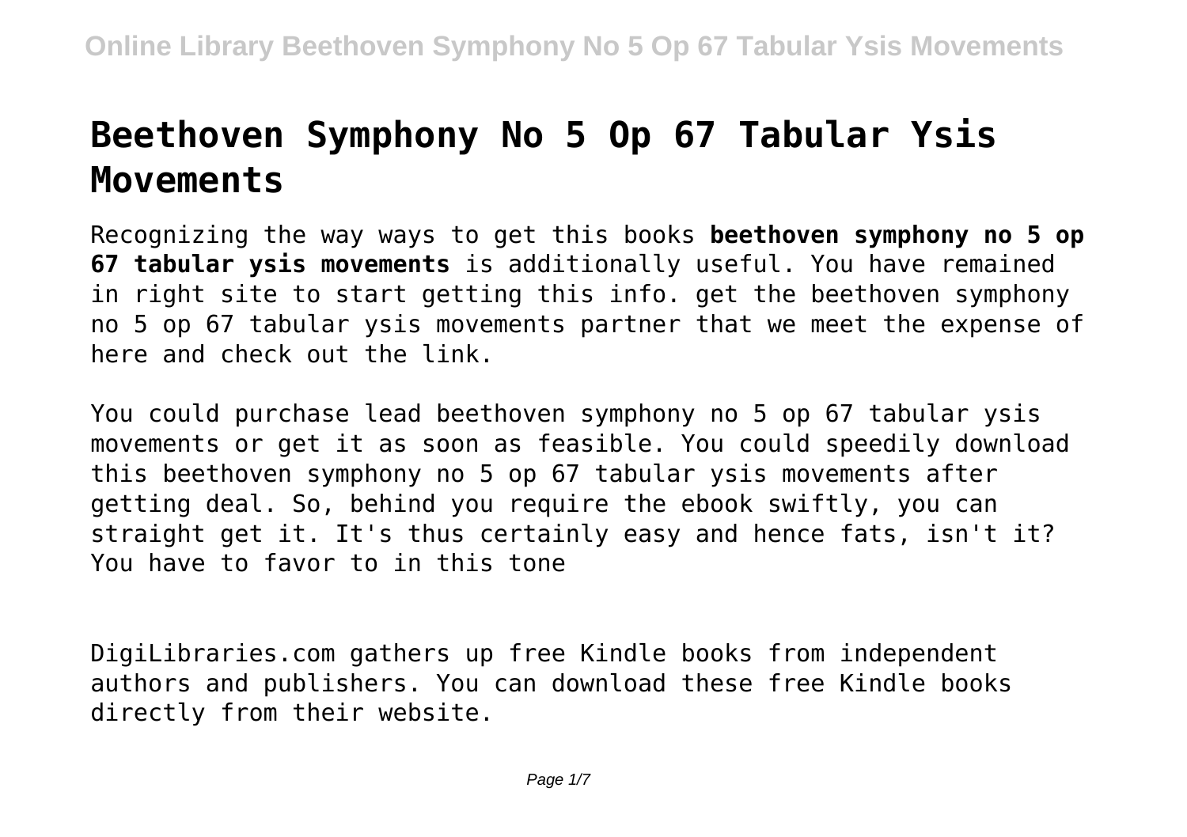# Beethoven Symphony No 5 Op 67 Tabular Ysis Movements

Recognizing the way ways to get this books **beethoven symphony no 5 op 67 tabular ysis movements** is additionally useful. You have remained in right site to start getting this info. get the beethoven symphony no 5 op 67 tabular ysis movements partner that we meet the expense of here and check out the link.

You could purchase lead beethoven symphony no 5 op 67 tabular ysis movements or get it as soon as feasible. You could speedily download this beethoven symphony no 5 op 67 tabular ysis movements after getting deal. So, behind you require the ebook swiftly, you can straight get it. It's thus certainly easy and hence fats, isn't it? You have to favor to in this tone

DigiLibraries.com gathers up free Kindle books from independent authors and publishers. You can download these free Kindle books directly from their website.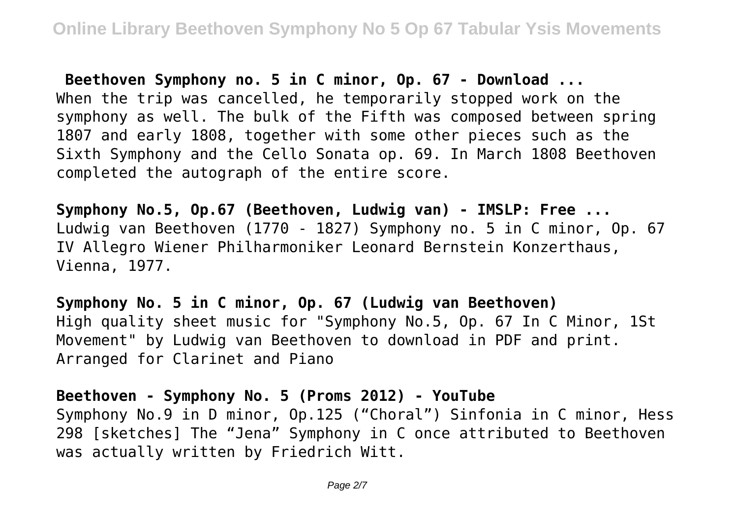**Beethoven Symphony no. 5 in C minor, Op. 67 - Download ...**

When the trip was cancelled, he temporarily stopped work on the symphony as well. The bulk of the Fifth was composed between spring 1807 and early 1808, together with some other pieces such as the Sixth Symphony and the Cello Sonata op. 69. In March 1808 Beethoven completed the autograph of the entire score.

**Symphony No.5, Op.67 (Beethoven, Ludwig van) - IMSLP: Free ...**

Ludwig van Beethoven (1770 - 1827) Symphony no. 5 in C minor, Op. 67 IV Allegro Wiener Philharmoniker Leonard Bernstein Konzerthaus, Vienna, 1977.

**Symphony No. 5 in C minor, Op. 67 (Ludwig van Beethoven)**

High quality sheet music for "Symphony No.5, Op. 67 In C Minor, 1St Movement" by Ludwig van Beethoven to download in PDF and print. Arranged for Clarinet and Piano

**Beethoven - Symphony No. 5 (Proms 2012) - YouTube**

Symphony No.9 in D minor, Op.125 ("Choral") Sinfonia in C minor, Hess 298 [sketches] The "Jena" Symphony in C once attributed to Beethoven was actually written by Friedrich Witt.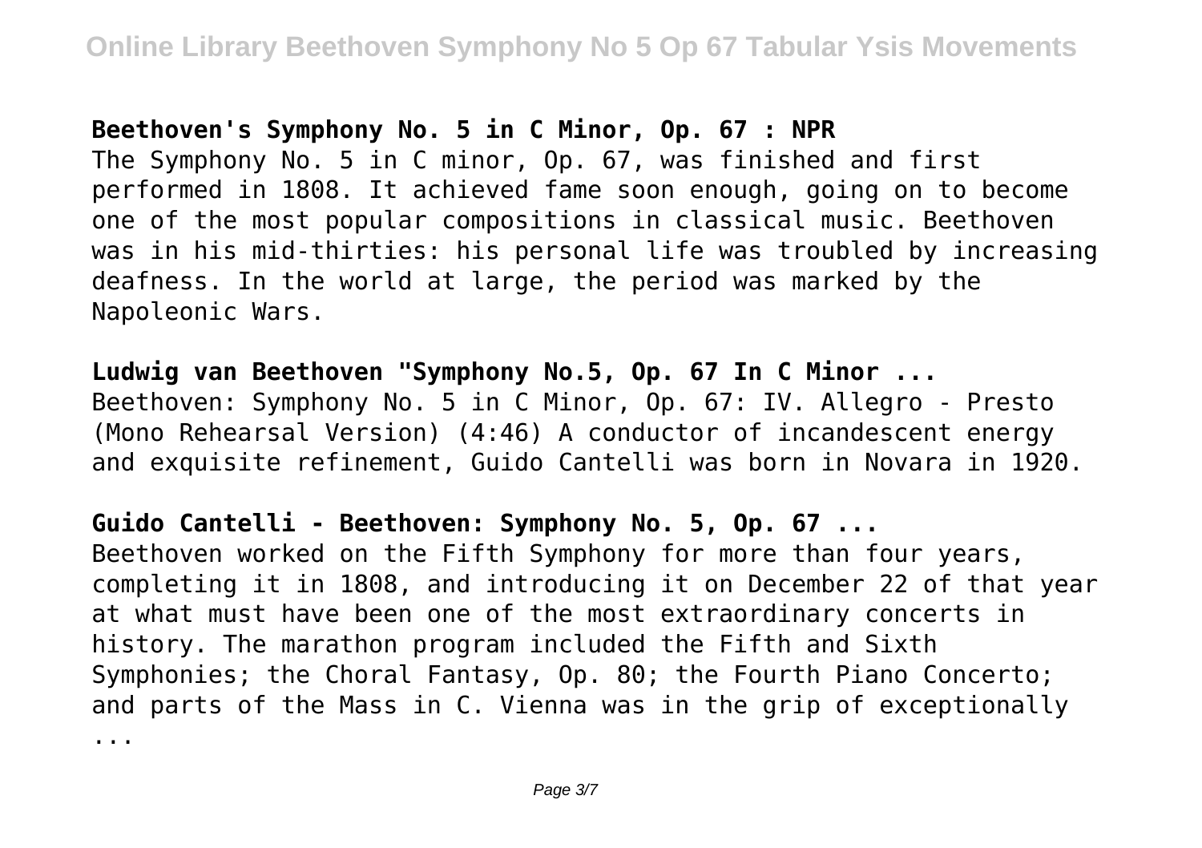**Beethoven's Symphony No. 5 in C Minor, Op. 67 : NPR**

The Symphony No. 5 in C minor, Op. 67, was finished and first performed in 1808. It achieved fame soon enough, going on to become one of the most popular compositions in classical music. Beethoven was in his mid-thirties: his personal life was troubled by increasing deafness. In the world at large, the period was marked by the Napoleonic Wars.

**Ludwig van Beethoven "Symphony No.5, Op. 67 In C Minor ...**

Beethoven: Symphony No. 5 in C Minor, Op. 67: IV. Allegro - Presto (Mono Rehearsal Version) (4:46) A conductor of incandescent energy and exquisite refinement, Guido Cantelli was born in Novara in 1920.

**Guido Cantelli - Beethoven: Symphony No. 5, Op. 67 ...**

Beethoven worked on the Fifth Symphony for more than four years, completing it in 1808, and introducing it on December 22 of that year at what must have been one of the most extraordinary concerts in history. The marathon program included the Fifth and Sixth Symphonies; the Choral Fantasy, Op. 80; the Fourth Piano Concerto; and parts of the Mass in C. Vienna was in the grip of exceptionally ...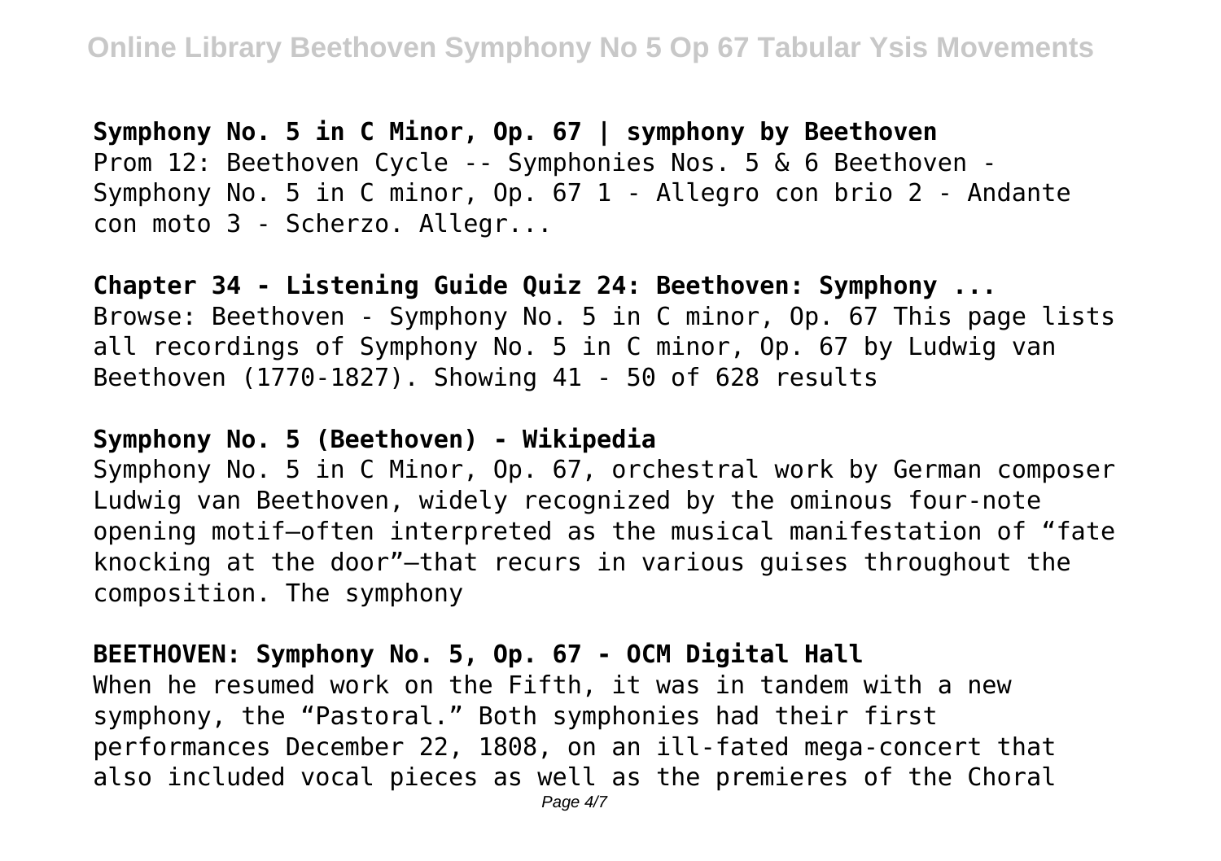**Symphony No. 5 in C Minor, Op. 67 | symphony by Beethoven**

Prom 12: Beethoven Cycle -- Symphonies Nos. 5 & 6 Beethoven - Symphony No. 5 in C minor, Op. 67 1 - Allegro con brio 2 - Andante con moto 3 - Scherzo. Allegr...

**Chapter 34 - Listening Guide Quiz 24: Beethoven: Symphony ...**

Browse: Beethoven - Symphony No. 5 in C minor, Op. 67 This page lists all recordings of Symphony No. 5 in C minor, Op. 67 by Ludwig van Beethoven (1770-1827). Showing 41 - 50 of 628 results

**Symphony No. 5 (Beethoven) - Wikipedia**

Symphony No. 5 in C Minor, Op. 67, orchestral work by German composer Ludwig van Beethoven, widely recognized by the ominous four-note opening motif—often interpreted as the musical manifestation of "fate knocking at the door"—that recurs in various guises throughout the composition. The symphony

**BEETHOVEN: Symphony No. 5, Op. 67 - OCM Digital Hall**

When he resumed work on the Fifth, it was in tandem with a new symphony, the "Pastoral." Both symphonies had their first performances December 22, 1808, on an ill-fated mega-concert that also included vocal pieces as well as the premieres of the Choral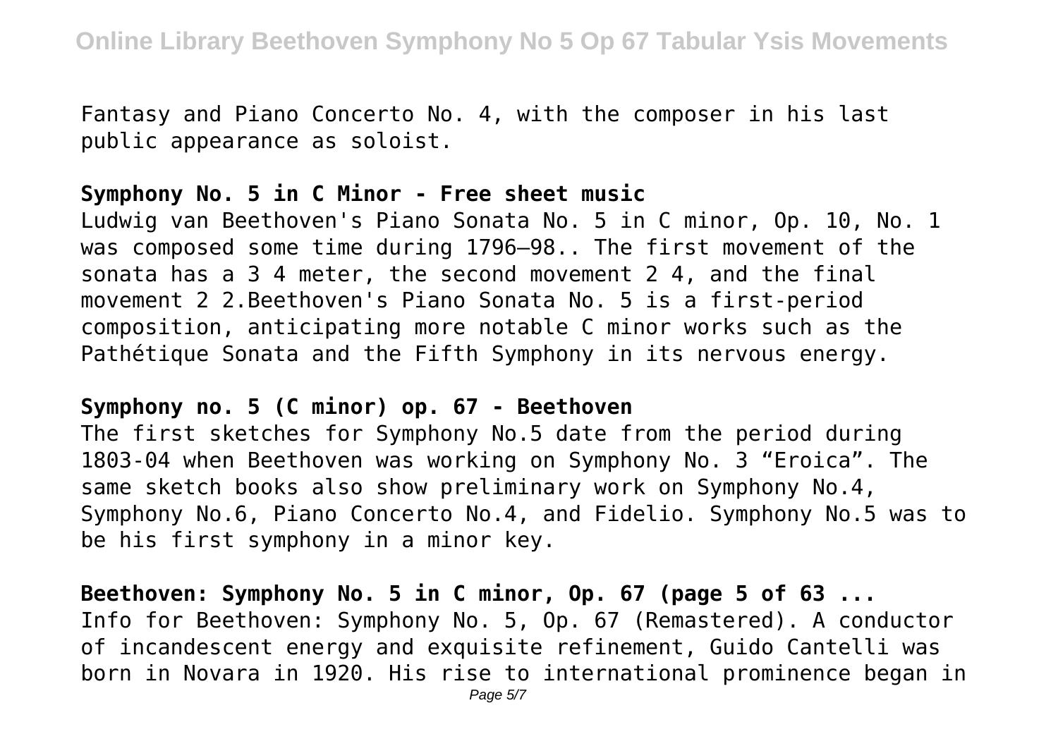Fantasy and Piano Concerto No. 4, with the composer in his last public appearance as soloist.

## Symphony No. 5 in C Minor - Free sheet music

Ludwig van Beethoven's Piano Sonata No. 5 in C minor, Op. 10, No. 1 was composed some time during 1796–98.. The first movement of the sonata has a 3 4 meter, the second movement 2 4, and the final movement 2 2.Beethoven's Piano Sonata No. 5 is a first-period composition, anticipating more notable C minor works such as the Pathétique Sonata and the Fifth Symphony in its nervous energy.

## Symphony no. 5 (C minor) op. 67 - Beethoven

The first sketches for Symphony No.5 date from the period during 1803-04 when Beethoven was working on Symphony No. 3 “Eroica”. The same sketch books also show preliminary work on Symphony No.4, Symphony No.6, Piano Concerto No.4, and Fidelio. Symphony No.5 was to be his first symphony in a minor key.

## Beethoven: Symphony No. 5 in C minor, Op. 67 (page 5 of 63 ...

Info for Beethoven: Symphony No. 5, Op. 67 (Remastered). A conductor of incandescent energy and exquisite refinement, Guido Cantelli was born in Novara in 1920. His rise to international prominence began in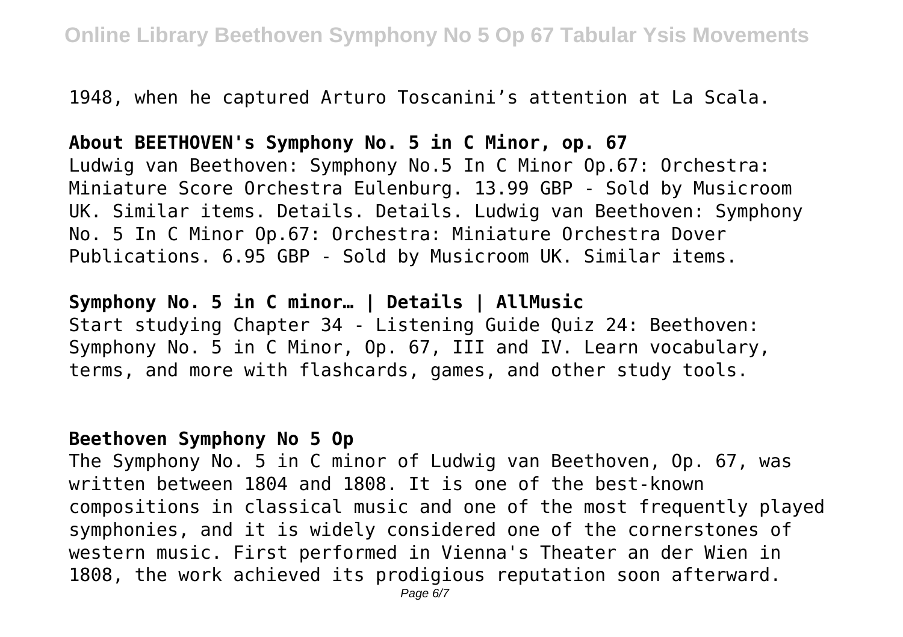1948, when he captured Arturo Toscanini’s attention at La Scala.

**About BEETHOVEN's Symphony No. 5 in C Minor, op. 67**

Ludwig van Beethoven: Symphony No.5 In C Minor Op.67: Orchestra: Miniature Score Orchestra Eulenburg. 13.99 GBP - Sold by Musicroom UK. Similar items. Details. Details. Ludwig van Beethoven: Symphony No. 5 In C Minor Op.67: Orchestra: Miniature Orchestra Dover Publications. 6.95 GBP - Sold by Musicroom UK. Similar items.

**Symphony No. 5 in C minor… | Details | AllMusic**

Start studying Chapter 34 - Listening Guide Quiz 24: Beethoven: Symphony No. 5 in C Minor, Op. 67, III and IV. Learn vocabulary, terms, and more with flashcards, games, and other study tools.

**Beethoven Symphony No 5 Op**

The Symphony No. 5 in C minor of Ludwig van Beethoven, Op. 67, was written between 1804 and 1808. It is one of the best-known compositions in classical music and one of the most frequently played symphonies, and it is widely considered one of the cornerstones of western music. First performed in Vienna's Theater an der Wien in 1808, the work achieved its prodigious reputation soon afterward.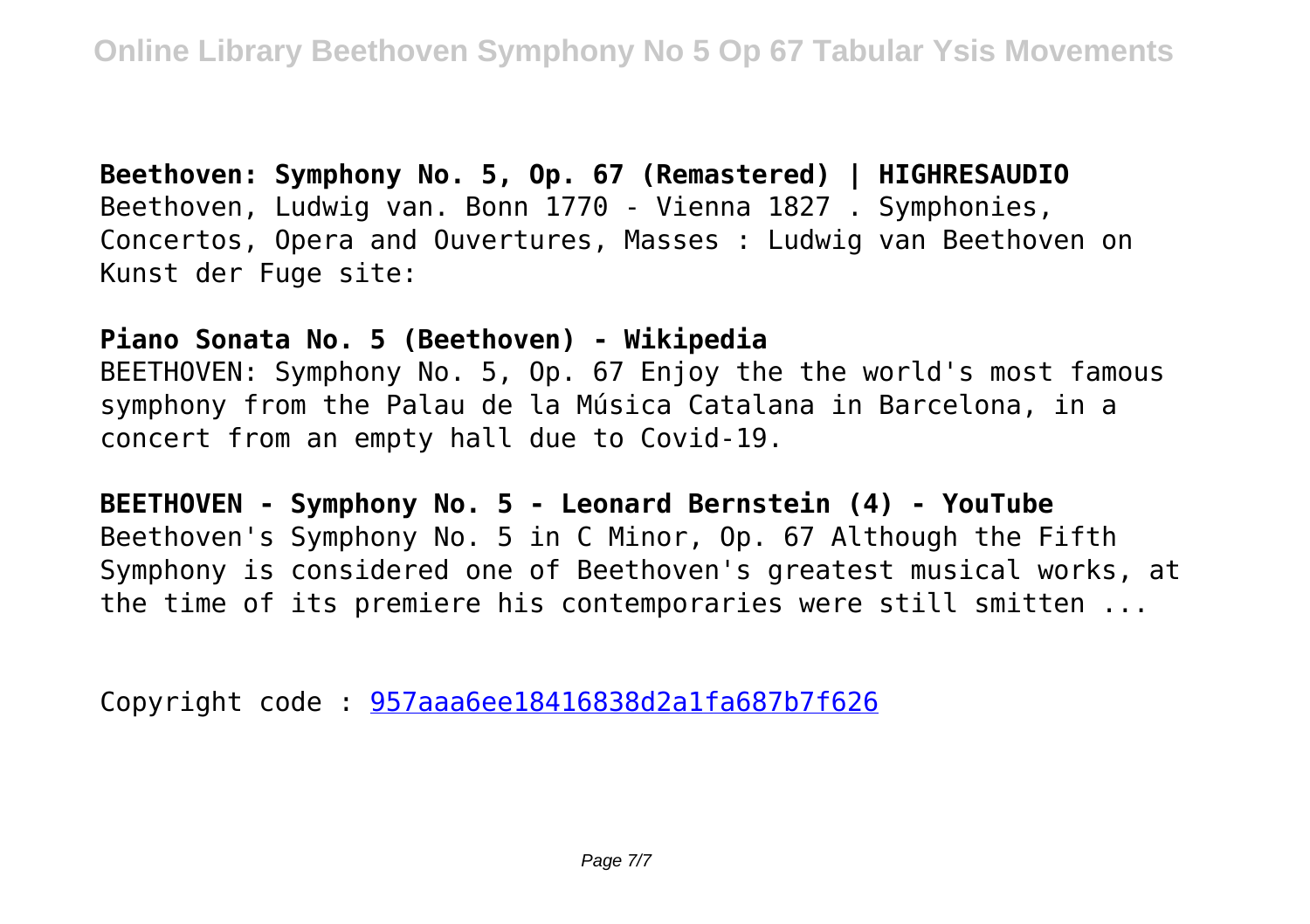**Beethoven: Symphony No. 5, Op. 67 (Remastered) | HIGHRESAUDIO**
Beethoven, Ludwig van. Bonn 1770 - Vienna 1827 . Symphonies, Concertos, Opera and Ouvertures, Masses : Ludwig van Beethoven on Kunst der Fuge site:

**Piano Sonata No. 5 (Beethoven) - Wikipedia**
BEETHOVEN: Symphony No. 5, Op. 67 Enjoy the the world's most famous symphony from the Palau de la Música Catalana in Barcelona, in a concert from an empty hall due to Covid-19.

**BEETHOVEN - Symphony No. 5 - Leonard Bernstein (4) - YouTube**
Beethoven's Symphony No. 5 in C Minor, Op. 67 Although the Fifth Symphony is considered one of Beethoven's greatest musical works, at the time of its premiere his contemporaries were still smitten ...

Copyright code : [957aaa6ee18416838d2a1fa687b7f626](957aaa6ee18416838d2a1fa687b7f626)